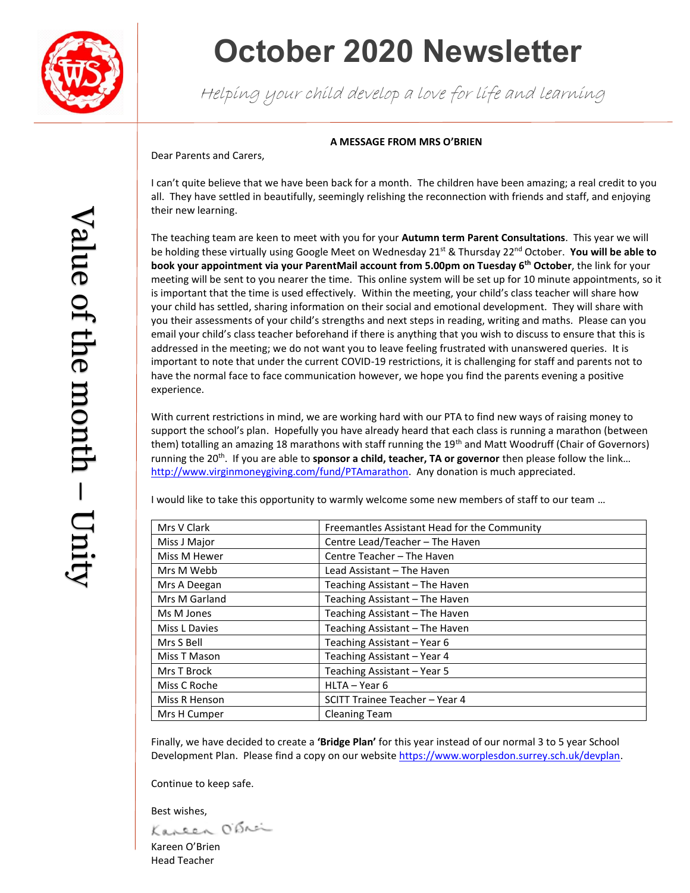# October 2020 Newsletter

*Helping your child develop a love for life and learning*

Value of the month – Unity

**A MESSAGE FROM MRS O'BRIEN**

Dear Parents and Carers,

I can't quite believe that we have been back for a month. The children have been amazing; a real credit to you all. They have settled in beautifully, seemingly relishing the reconnection with friends and staff, and enjoying their new learning.

The teaching team are keen to meet with you for your **Autumn term Parent Consultations**. This year we will be holding these virtually using Google Meet on Wednesday 21st & Thursday 22nd October. **You will be able to book your appointment via your ParentMail account from 5.00pm on Tuesday 6th October**, the link for your meeting will be sent to you nearer the time. This online system will be set up for 10 minute appointments, so it is important that the time is used effectively. Within the meeting, your child's class teacher will share how your child has settled, sharing information on their social and emotional development. They will share with you their assessments of your child's strengths and next steps in reading, writing and maths. Please can you email your child's class teacher beforehand if there is anything that you wish to discuss to ensure that this is addressed in the meeting; we do not want you to leave feeling frustrated with unanswered queries. It is important to note that under the current COVID-19 restrictions, it is challenging for staff and parents not to have the normal face to face communication however, we hope you find the parents evening a positive experience.

With current restrictions in mind, we are working hard with our PTA to find new ways of raising money to support the school's plan. Hopefully you have already heard that each class is running a marathon (between them) totalling an amazing 18 marathons with staff running the 19th and Matt Woodruff (Chair of Governors) running the 20th. If you are able to **sponsor a child, teacher, TA or governor** then please follow the link… http://www.virginmoneygiving.com/fund/PTAmarathon. Any donation is much appreciated.

I would like to take this opportunity to warmly welcome some new members of staff to our team …

| | |
|---|---|
| Mrs V Clark | Freemantles Assistant Head for the Community |
| Miss J Major | Centre Lead/Teacher – The Haven |
| Miss M Hewer | Centre Teacher – The Haven |
| Mrs M Webb | Lead Assistant – The Haven |
| Mrs A Deegan | Teaching Assistant – The Haven |
| Mrs M Garland | Teaching Assistant – The Haven |
| Ms M Jones | Teaching Assistant – The Haven |
| Miss L Davies | Teaching Assistant – The Haven |
| Mrs S Bell | Teaching Assistant – Year 6 |
| Miss T Mason | Teaching Assistant – Year 4 |
| Mrs T Brock | Teaching Assistant – Year 5 |
| Miss C Roche | HLTA – Year 6 |
| Miss R Henson | SCITT Trainee Teacher – Year 4 |
| Mrs H Cumper | Cleaning Team |

Finally, we have decided to create a **'Bridge Plan'** for this year instead of our normal 3 to 5 year School Development Plan. Please find a copy on our website https://www.worplesdon.surrey.sch.uk/devplan.

Continue to keep safe.

Best wishes,

Kareen O'Brien

Kareen O'Brien
Head Teacher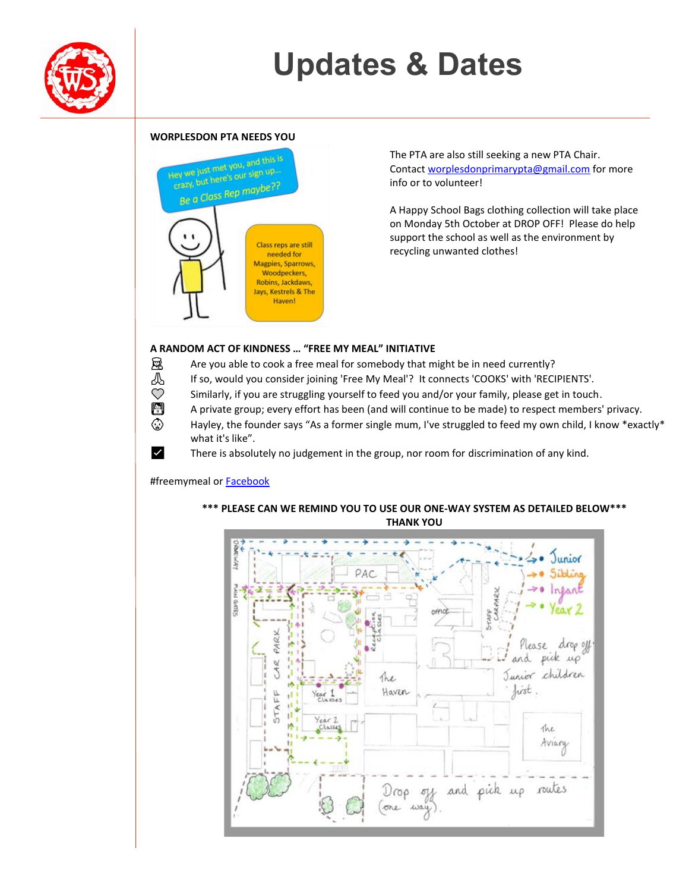# Updates & Dates

**WORPLESDON PTA NEEDS YOU**

Hey we just met you, and this is crazy, but here's our sign up... Be a Class Rep maybe??

Class reps are still needed for Magpies, Sparrows, Woodpeckers, Robins, Jackdaws, Jays, Kestrels & The Haven!

The PTA are also still seeking a new PTA Chair. Contact worplesdonprimarypta@gmail.com for more info or to volunteer!

A Happy School Bags clothing collection will take place on Monday 5th October at DROP OFF! Please do help support the school as well as the environment by recycling unwanted clothes!

**A RANDOM ACT OF KINDNESS … "FREE MY MEAL" INITIATIVE**

- Are you able to cook a free meal for somebody that might be in need currently?
- If so, would you consider joining 'Free My Meal'? It connects 'COOKS' with 'RECIPIENTS'.
- Similarly, if you are struggling yourself to feed you and/or your family, please get in touch.
- A private group; every effort has been (and will continue to be made) to respect members' privacy.
- Hayley, the founder says "As a former single mum, I've struggled to feed my own child, I know *exactly* what it's like".
- There is absolutely no judgement in the group, nor room for discrimination of any kind.

#freemymeal or Facebook

**\*\*\* PLEASE CAN WE REMIND YOU TO USE OUR ONE-WAY SYSTEM AS DETAILED BELOW\*\*\* THANK YOU**

Junior
Sibling
Infant
Year 2
Please drop off and pick up Junior children first.
PAC
OFFICE
STAFF CARPARK
STAFF CAR PARK
Reception Classes
The Haven
Year 1 Classes
Year 2 Classes
The Aviary
DRIVEWAY
MAIN GATES
Drop off and pick up routes (one way).